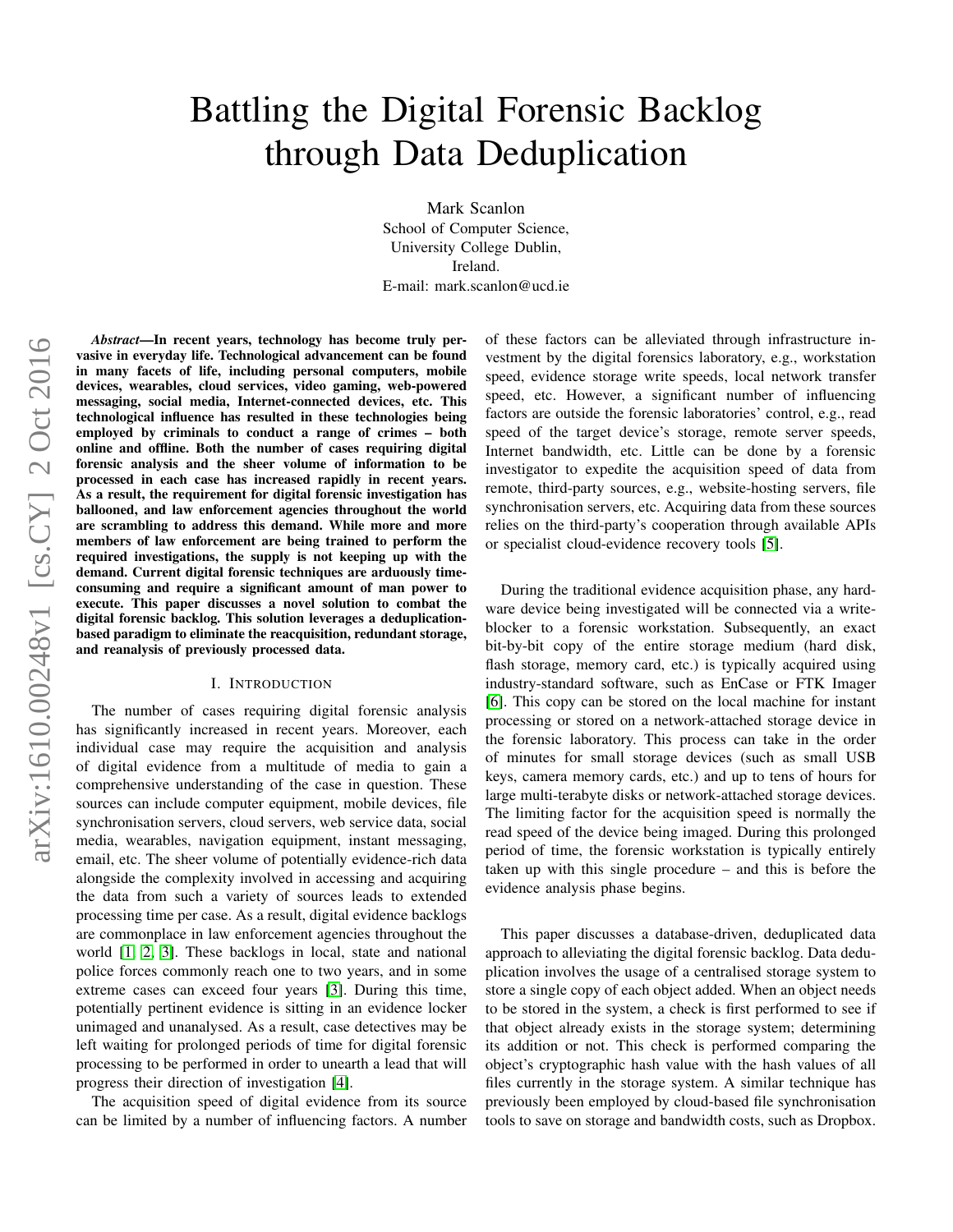# Battling the Digital Forensic Backlog through Data Deduplication

Mark Scanlon
School of Computer Science,
University College Dublin,
Ireland.
E-mail: mark.scanlon@ucd.ie

***Abstract*—In recent years, technology has become truly pervasive in everyday life. Technological advancement can be found in many facets of life, including personal computers, mobile devices, wearables, cloud services, video gaming, web-powered messaging, social media, Internet-connected devices, etc. This technological influence has resulted in these technologies being employed by criminals to conduct a range of crimes – both online and offline. Both the number of cases requiring digital forensic analysis and the sheer volume of information to be processed in each case has increased rapidly in recent years. As a result, the requirement for digital forensic investigation has ballooned, and law enforcement agencies throughout the world are scrambling to address this demand. While more and more members of law enforcement are being trained to perform the required investigations, the supply is not keeping up with the demand. Current digital forensic techniques are arduously time-consuming and require a significant amount of man power to execute. This paper discusses a novel solution to combat the digital forensic backlog. This solution leverages a deduplication-based paradigm to eliminate the reacquisition, redundant storage, and reanalysis of previously processed data.**

## I. Introduction

The number of cases requiring digital forensic analysis has significantly increased in recent years. Moreover, each individual case may require the acquisition and analysis of digital evidence from a multitude of media to gain a comprehensive understanding of the case in question. These sources can include computer equipment, mobile devices, file synchronisation servers, cloud servers, web service data, social media, wearables, navigation equipment, instant messaging, email, etc. The sheer volume of potentially evidence-rich data alongside the complexity involved in accessing and acquiring the data from such a variety of sources leads to extended processing time per case. As a result, digital evidence backlogs are commonplace in law enforcement agencies throughout the world [1, 2, 3]. These backlogs in local, state and national police forces commonly reach one to two years, and in some extreme cases can exceed four years [3]. During this time, potentially pertinent evidence is sitting in an evidence locker unimaged and unanalysed. As a result, case detectives may be left waiting for prolonged periods of time for digital forensic processing to be performed in order to unearth a lead that will progress their direction of investigation [4].

The acquisition speed of digital evidence from its source can be limited by a number of influencing factors. A number of these factors can be alleviated through infrastructure investment by the digital forensics laboratory, e.g., workstation speed, evidence storage write speeds, local network transfer speed, etc. However, a significant number of influencing factors are outside the forensic laboratories' control, e.g., read speed of the target device's storage, remote server speeds, Internet bandwidth, etc. Little can be done by a forensic investigator to expedite the acquisition speed of data from remote, third-party sources, e.g., website-hosting servers, file synchronisation servers, etc. Acquiring data from these sources relies on the third-party's cooperation through available APIs or specialist cloud-evidence recovery tools [5].

During the traditional evidence acquisition phase, any hardware device being investigated will be connected via a write-blocker to a forensic workstation. Subsequently, an exact bit-by-bit copy of the entire storage medium (hard disk, flash storage, memory card, etc.) is typically acquired using industry-standard software, such as EnCase or FTK Imager [6]. This copy can be stored on the local machine for instant processing or stored on a network-attached storage device in the forensic laboratory. This process can take in the order of minutes for small storage devices (such as small USB keys, camera memory cards, etc.) and up to tens of hours for large multi-terabyte disks or network-attached storage devices. The limiting factor for the acquisition speed is normally the read speed of the device being imaged. During this prolonged period of time, the forensic workstation is typically entirely taken up with this single procedure – and this is before the evidence analysis phase begins.

This paper discusses a database-driven, deduplicated data approach to alleviating the digital forensic backlog. Data deduplication involves the usage of a centralised storage system to store a single copy of each object added. When an object needs to be stored in the system, a check is first performed to see if that object already exists in the storage system; determining its addition or not. This check is performed comparing the object's cryptographic hash value with the hash values of all files currently in the storage system. A similar technique has previously been employed by cloud-based file synchronisation tools to save on storage and bandwidth costs, such as Dropbox.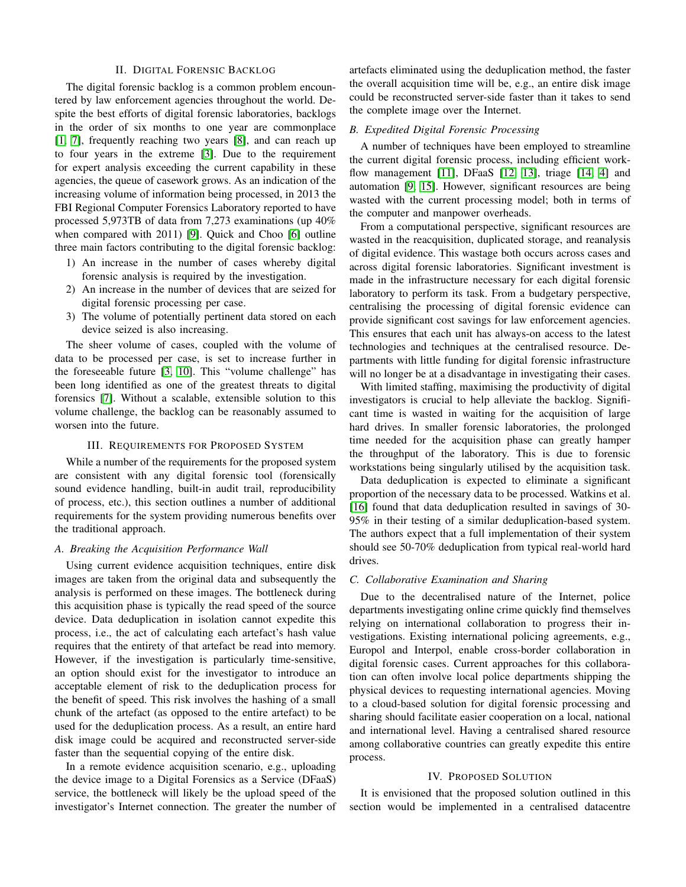## II. Digital Forensic Backlog

The digital forensic backlog is a common problem encountered by law enforcement agencies throughout the world. Despite the best efforts of digital forensic laboratories, backlogs in the order of six months to one year are commonplace [1, 7], frequently reaching two years [8], and can reach up to four years in the extreme [3]. Due to the requirement for expert analysis exceeding the current capability in these agencies, the queue of casework grows. As an indication of the increasing volume of information being processed, in 2013 the FBI Regional Computer Forensics Laboratory reported to have processed 5,973TB of data from 7,273 examinations (up 40% when compared with 2011) [9]. Quick and Choo [6] outline three main factors contributing to the digital forensic backlog:

1) An increase in the number of cases whereby digital forensic analysis is required by the investigation.
2) An increase in the number of devices that are seized for digital forensic processing per case.
3) The volume of potentially pertinent data stored on each device seized is also increasing.

The sheer volume of cases, coupled with the volume of data to be processed per case, is set to increase further in the foreseeable future [3, 10]. This "volume challenge" has been long identified as one of the greatest threats to digital forensics [7]. Without a scalable, extensible solution to this volume challenge, the backlog can be reasonably assumed to worsen into the future.

## III. Requirements for Proposed System

While a number of the requirements for the proposed system are consistent with any digital forensic tool (forensically sound evidence handling, built-in audit trail, reproducibility of process, etc.), this section outlines a number of additional requirements for the system providing numerous benefits over the traditional approach.

### A. Breaking the Acquisition Performance Wall

Using current evidence acquisition techniques, entire disk images are taken from the original data and subsequently the analysis is performed on these images. The bottleneck during this acquisition phase is typically the read speed of the source device. Data deduplication in isolation cannot expedite this process, i.e., the act of calculating each artefact's hash value requires that the entirety of that artefact be read into memory. However, if the investigation is particularly time-sensitive, an option should exist for the investigator to introduce an acceptable element of risk to the deduplication process for the benefit of speed. This risk involves the hashing of a small chunk of the artefact (as opposed to the entire artefact) to be used for the deduplication process. As a result, an entire hard disk image could be acquired and reconstructed server-side faster than the sequential copying of the entire disk.

In a remote evidence acquisition scenario, e.g., uploading the device image to a Digital Forensics as a Service (DFaaS) service, the bottleneck will likely be the upload speed of the investigator's Internet connection. The greater the number of artefacts eliminated using the deduplication method, the faster the overall acquisition time will be, e.g., an entire disk image could be reconstructed server-side faster than it takes to send the complete image over the Internet.

### B. Expedited Digital Forensic Processing

A number of techniques have been employed to streamline the current digital forensic process, including efficient workflow management [11], DFaaS [12, 13], triage [14, 4] and automation [9, 15]. However, significant resources are being wasted with the current processing model; both in terms of the computer and manpower overheads.

From a computational perspective, significant resources are wasted in the reacquisition, duplicated storage, and reanalysis of digital evidence. This wastage both occurs across cases and across digital forensic laboratories. Significant investment is made in the infrastructure necessary for each digital forensic laboratory to perform its task. From a budgetary perspective, centralising the processing of digital forensic evidence can provide significant cost savings for law enforcement agencies. This ensures that each unit has always-on access to the latest technologies and techniques at the centralised resource. Departments with little funding for digital forensic infrastructure will no longer be at a disadvantage in investigating their cases.

With limited staffing, maximising the productivity of digital investigators is crucial to help alleviate the backlog. Significant time is wasted in waiting for the acquisition of large hard drives. In smaller forensic laboratories, the prolonged time needed for the acquisition phase can greatly hamper the throughput of the laboratory. This is due to forensic workstations being singularly utilised by the acquisition task.

Data deduplication is expected to eliminate a significant proportion of the necessary data to be processed. Watkins et al. [16] found that data deduplication resulted in savings of 30-95% in their testing of a similar deduplication-based system. The authors expect that a full implementation of their system should see 50-70% deduplication from typical real-world hard drives.

### C. Collaborative Examination and Sharing

Due to the decentralised nature of the Internet, police departments investigating online crime quickly find themselves relying on international collaboration to progress their investigations. Existing international policing agreements, e.g., Europol and Interpol, enable cross-border collaboration in digital forensic cases. Current approaches for this collaboration can often involve local police departments shipping the physical devices to requesting international agencies. Moving to a cloud-based solution for digital forensic processing and sharing should facilitate easier cooperation on a local, national and international level. Having a centralised shared resource among collaborative countries can greatly expedite this entire process.

## IV. Proposed Solution

It is envisioned that the proposed solution outlined in this section would be implemented in a centralised datacentre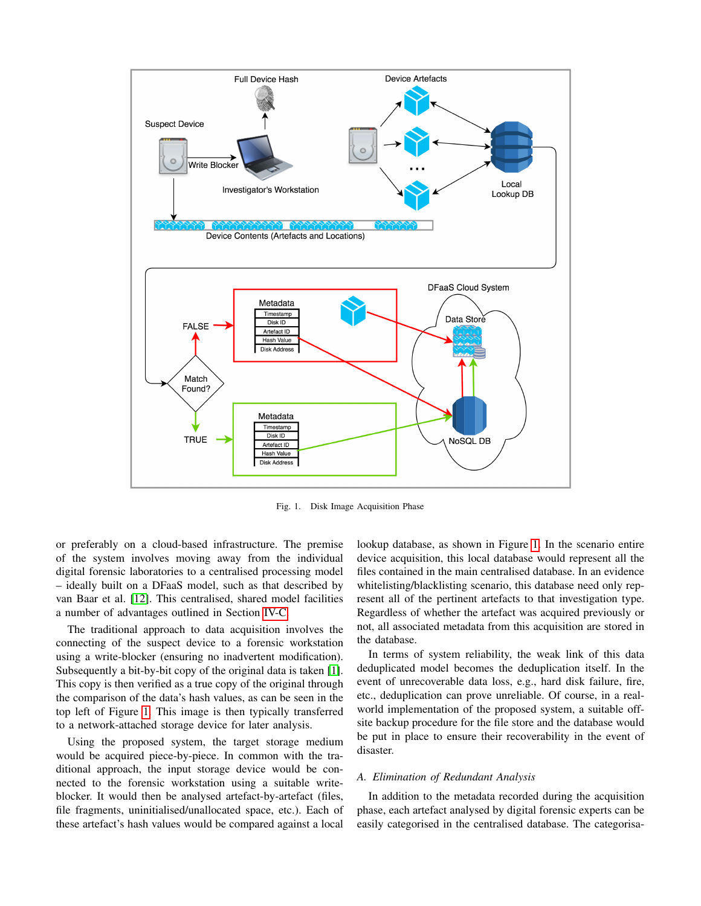Fig. 1. Disk Image Acquisition Phase

or preferably on a cloud-based infrastructure. The premise of the system involves moving away from the individual digital forensic laboratories to a centralised processing model – ideally built on a DFaaS model, such as that described by van Baar et al. [12]. This centralised, shared model facilities a number of advantages outlined in Section IV-C.

The traditional approach to data acquisition involves the connecting of the suspect device to a forensic workstation using a write-blocker (ensuring no inadvertent modification). Subsequently a bit-by-bit copy of the original data is taken [1]. This copy is then verified as a true copy of the original through the comparison of the data's hash values, as can be seen in the top left of Figure 1. This image is then typically transferred to a network-attached storage device for later analysis.

Using the proposed system, the target storage medium would be acquired piece-by-piece. In common with the traditional approach, the input storage device would be connected to the forensic workstation using a suitable write-blocker. It would then be analysed artefact-by-artefact (files, file fragments, uninitialised/unallocated space, etc.). Each of these artefact's hash values would be compared against a local lookup database, as shown in Figure 1. In the scenario entire device acquisition, this local database would represent all the files contained in the main centralised database. In an evidence whitelisting/blacklisting scenario, this database need only represent all of the pertinent artefacts to that investigation type. Regardless of whether the artefact was acquired previously or not, all associated metadata from this acquisition are stored in the database.

In terms of system reliability, the weak link of this data deduplicated model becomes the deduplication itself. In the event of unrecoverable data loss, e.g., hard disk failure, fire, etc., deduplication can prove unreliable. Of course, in a real-world implementation of the proposed system, a suitable off-site backup procedure for the file store and the database would be put in place to ensure their recoverability in the event of disaster.

### A. *Elimination of Redundant Analysis*

In addition to the metadata recorded during the acquisition phase, each artefact analysed by digital forensic experts can be easily categorised in the centralised database. The categorisa-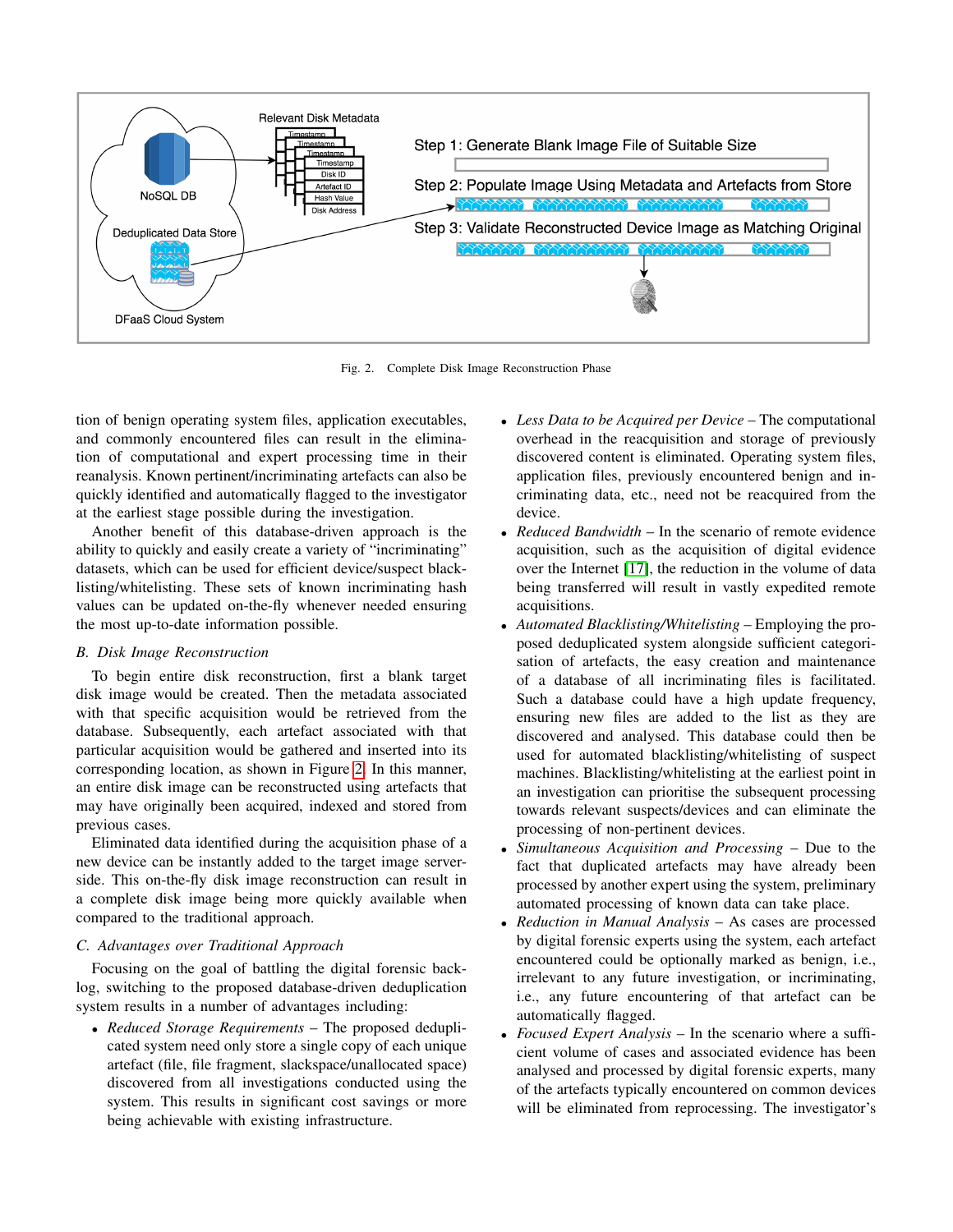Fig. 2. Complete Disk Image Reconstruction Phase

tion of benign operating system files, application executables, and commonly encountered files can result in the elimination of computational and expert processing time in their reanalysis. Known pertinent/incriminating artefacts can also be quickly identified and automatically flagged to the investigator at the earliest stage possible during the investigation.

Another benefit of this database-driven approach is the ability to quickly and easily create a variety of "incriminating" datasets, which can be used for efficient device/suspect blacklisting/whitelisting. These sets of known incriminating hash values can be updated on-the-fly whenever needed ensuring the most up-to-date information possible.

### B. Disk Image Reconstruction

To begin entire disk reconstruction, first a blank target disk image would be created. Then the metadata associated with that specific acquisition would be retrieved from the database. Subsequently, each artefact associated with that particular acquisition would be gathered and inserted into its corresponding location, as shown in Figure 2. In this manner, an entire disk image can be reconstructed using artefacts that may have originally been acquired, indexed and stored from previous cases.

Eliminated data identified during the acquisition phase of a new device can be instantly added to the target image server-side. This on-the-fly disk image reconstruction can result in a complete disk image being more quickly available when compared to the traditional approach.

### C. Advantages over Traditional Approach

Focusing on the goal of battling the digital forensic backlog, switching to the proposed database-driven deduplication system results in a number of advantages including:

- *Reduced Storage Requirements* – The proposed deduplicated system need only store a single copy of each unique artefact (file, file fragment, slackspace/unallocated space) discovered from all investigations conducted using the system. This results in significant cost savings or more being achievable with existing infrastructure.
- *Less Data to be Acquired per Device* – The computational overhead in the reacquisition and storage of previously discovered content is eliminated. Operating system files, application files, previously encountered benign and incriminating data, etc., need not be reacquired from the device.
- *Reduced Bandwidth* – In the scenario of remote evidence acquisition, such as the acquisition of digital evidence over the Internet [17], the reduction in the volume of data being transferred will result in vastly expedited remote acquisitions.
- *Automated Blacklisting/Whitelisting* – Employing the proposed deduplicated system alongside sufficient categorisation of artefacts, the easy creation and maintenance of a database of all incriminating files is facilitated. Such a database could have a high update frequency, ensuring new files are added to the list as they are discovered and analysed. This database could then be used for automated blacklisting/whitelisting of suspect machines. Blacklisting/whitelisting at the earliest point in an investigation can prioritise the subsequent processing towards relevant suspects/devices and can eliminate the processing of non-pertinent devices.
- *Simultaneous Acquisition and Processing* – Due to the fact that duplicated artefacts may have already been processed by another expert using the system, preliminary automated processing of known data can take place.
- *Reduction in Manual Analysis* – As cases are processed by digital forensic experts using the system, each artefact encountered could be optionally marked as benign, i.e., irrelevant to any future investigation, or incriminating, i.e., any future encountering of that artefact can be automatically flagged.
- *Focused Expert Analysis* – In the scenario where a sufficient volume of cases and associated evidence has been analysed and processed by digital forensic experts, many of the artefacts typically encountered on common devices will be eliminated from reprocessing. The investigator's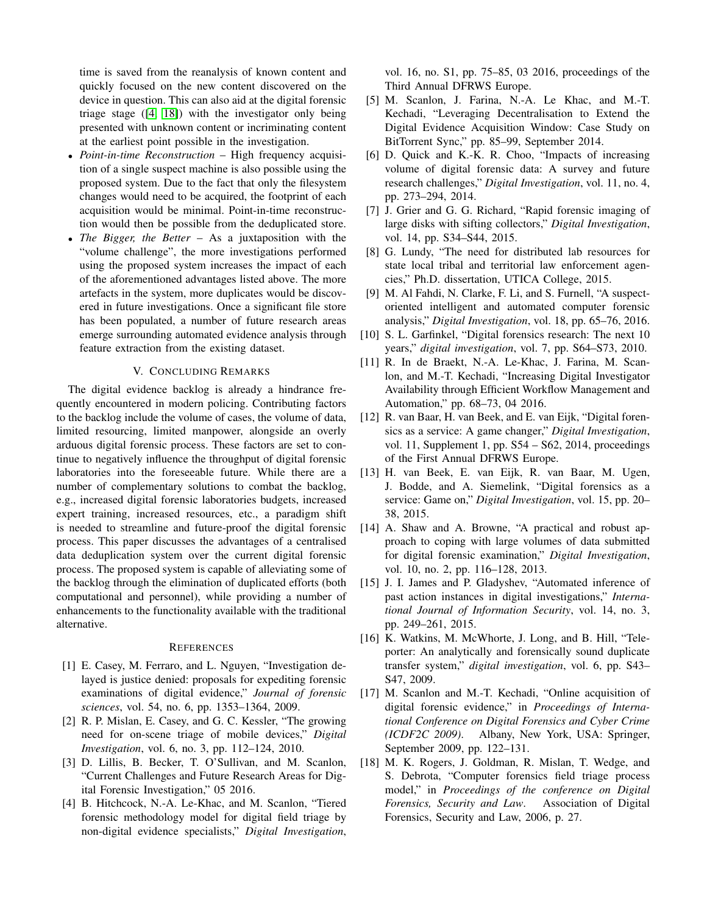time is saved from the reanalysis of known content and quickly focused on the new content discovered on the device in question. This can also aid at the digital forensic triage stage ([4, 18]) with the investigator only being presented with unknown content or incriminating content at the earliest point possible in the investigation.

- *Point-in-time Reconstruction* – High frequency acquisition of a single suspect machine is also possible using the proposed system. Due to the fact that only the filesystem changes would need to be acquired, the footprint of each acquisition would be minimal. Point-in-time reconstruction would then be possible from the deduplicated store.
- *The Bigger, the Better* – As a juxtaposition with the "volume challenge", the more investigations performed using the proposed system increases the impact of each of the aforementioned advantages listed above. The more artefacts in the system, more duplicates would be discovered in future investigations. Once a significant file store has been populated, a number of future research areas emerge surrounding automated evidence analysis through feature extraction from the existing dataset.

## V. Concluding Remarks

The digital evidence backlog is already a hindrance frequently encountered in modern policing. Contributing factors to the backlog include the volume of cases, the volume of data, limited resourcing, limited manpower, alongside an overly arduous digital forensic process. These factors are set to continue to negatively influence the throughput of digital forensic laboratories into the foreseeable future. While there are a number of complementary solutions to combat the backlog, e.g., increased digital forensic laboratories budgets, increased expert training, increased resources, etc., a paradigm shift is needed to streamline and future-proof the digital forensic process. This paper discusses the advantages of a centralised data deduplication system over the current digital forensic process. The proposed system is capable of alleviating some of the backlog through the elimination of duplicated efforts (both computational and personnel), while providing a number of enhancements to the functionality available with the traditional alternative.

## References

[1] E. Casey, M. Ferraro, and L. Nguyen, "Investigation delayed is justice denied: proposals for expediting forensic examinations of digital evidence," *Journal of forensic sciences*, vol. 54, no. 6, pp. 1353–1364, 2009.

[2] R. P. Mislan, E. Casey, and G. C. Kessler, "The growing need for on-scene triage of mobile devices," *Digital Investigation*, vol. 6, no. 3, pp. 112–124, 2010.

[3] D. Lillis, B. Becker, T. O'Sullivan, and M. Scanlon, "Current Challenges and Future Research Areas for Digital Forensic Investigation," 05 2016.

[4] B. Hitchcock, N.-A. Le-Khac, and M. Scanlon, "Tiered forensic methodology model for digital field triage by non-digital evidence specialists," *Digital Investigation*, vol. 16, no. S1, pp. 75–85, 03 2016, proceedings of the Third Annual DFRWS Europe.

[5] M. Scanlon, J. Farina, N.-A. Le Khac, and M.-T. Kechadi, "Leveraging Decentralisation to Extend the Digital Evidence Acquisition Window: Case Study on BitTorrent Sync," pp. 85–99, September 2014.

[6] D. Quick and K.-K. R. Choo, "Impacts of increasing volume of digital forensic data: A survey and future research challenges," *Digital Investigation*, vol. 11, no. 4, pp. 273–294, 2014.

[7] J. Grier and G. G. Richard, "Rapid forensic imaging of large disks with sifting collectors," *Digital Investigation*, vol. 14, pp. S34–S44, 2015.

[8] G. Lundy, "The need for distributed lab resources for state local tribal and territorial law enforcement agencies," Ph.D. dissertation, UTICA College, 2015.

[9] M. Al Fahdi, N. Clarke, F. Li, and S. Furnell, "A suspect-oriented intelligent and automated computer forensic analysis," *Digital Investigation*, vol. 18, pp. 65–76, 2016.

[10] S. L. Garfinkel, "Digital forensics research: The next 10 years," *digital investigation*, vol. 7, pp. S64–S73, 2010.

[11] R. In de Braekt, N.-A. Le-Khac, J. Farina, M. Scanlon, and M.-T. Kechadi, "Increasing Digital Investigator Availability through Efficient Workflow Management and Automation," pp. 68–73, 04 2016.

[12] R. van Baar, H. van Beek, and E. van Eijk, "Digital forensics as a service: A game changer," *Digital Investigation*, vol. 11, Supplement 1, pp. S54 – S62, 2014, proceedings of the First Annual DFRWS Europe.

[13] H. van Beek, E. van Eijk, R. van Baar, M. Ugen, J. Bodde, and A. Siemelink, "Digital forensics as a service: Game on," *Digital Investigation*, vol. 15, pp. 20–38, 2015.

[14] A. Shaw and A. Browne, "A practical and robust approach to coping with large volumes of data submitted for digital forensic examination," *Digital Investigation*, vol. 10, no. 2, pp. 116–128, 2013.

[15] J. I. James and P. Gladyshev, "Automated inference of past action instances in digital investigations," *International Journal of Information Security*, vol. 14, no. 3, pp. 249–261, 2015.

[16] K. Watkins, M. McWhorte, J. Long, and B. Hill, "Teleporter: An analytically and forensically sound duplicate transfer system," *digital investigation*, vol. 6, pp. S43–S47, 2009.

[17] M. Scanlon and M.-T. Kechadi, "Online acquisition of digital forensic evidence," in *Proceedings of International Conference on Digital Forensics and Cyber Crime (ICDF2C 2009)*. Albany, New York, USA: Springer, September 2009, pp. 122–131.

[18] M. K. Rogers, J. Goldman, R. Mislan, T. Wedge, and S. Debrota, "Computer forensics field triage process model," in *Proceedings of the conference on Digital Forensics, Security and Law*. Association of Digital Forensics, Security and Law, 2006, p. 27.